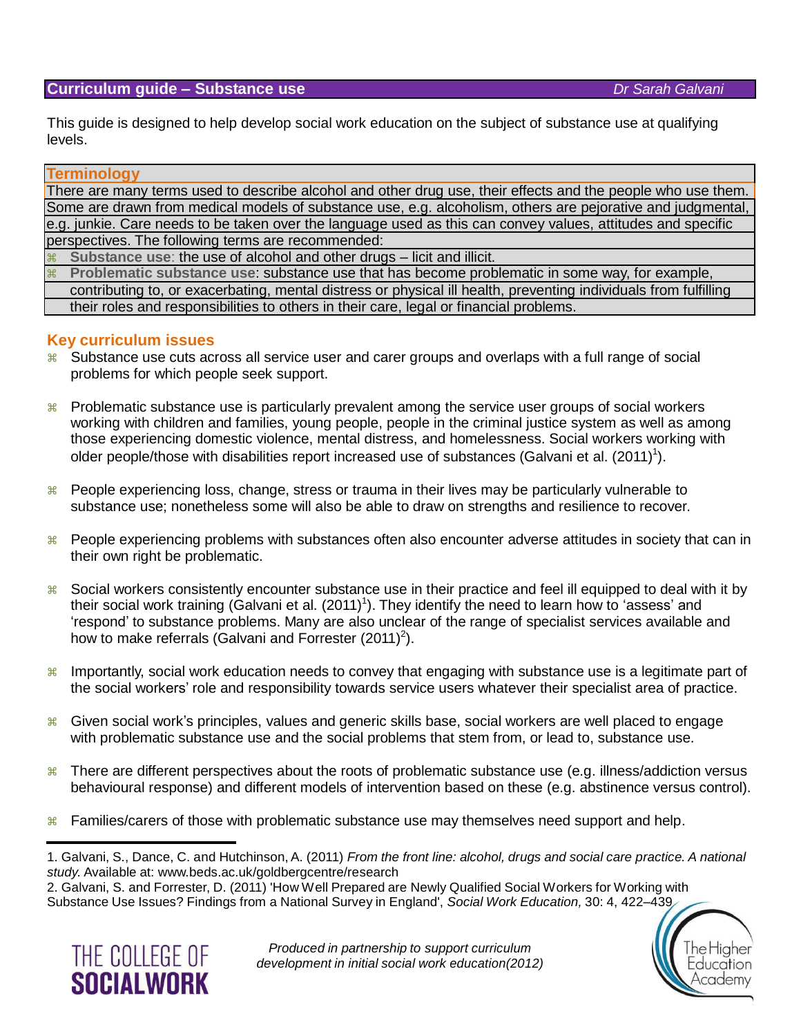## Curriculum guide – Substance use

*Dr Sarah Galvani*

This guide is designed to help develop social work education on the subject of substance use at qualifying levels.

### Terminology

There are many terms used to describe alcohol and other drug use, their effects and the people who use them. Some are drawn from medical models of substance use, e.g. alcoholism, others are pejorative and judgmental, e.g. junkie. Care needs to be taken over the language used as this can convey values, attitudes and specific perspectives. The following terms are recommended:

- **Substance use**: the use of alcohol and other drugs – licit and illicit.
- **Problematic substance use**: substance use that has become problematic in some way, for example, contributing to, or exacerbating, mental distress or physical ill health, preventing individuals from fulfilling their roles and responsibilities to others in their care, legal or financial problems.

### Key curriculum issues

- Substance use cuts across all service user and carer groups and overlaps with a full range of social problems for which people seek support.
- Problematic substance use is particularly prevalent among the service user groups of social workers working with children and families, young people, people in the criminal justice system as well as among those experiencing domestic violence, mental distress, and homelessness. Social workers working with older people/those with disabilities report increased use of substances (Galvani et al. (2011)[1]).
- People experiencing loss, change, stress or trauma in their lives may be particularly vulnerable to substance use; nonetheless some will also be able to draw on strengths and resilience to recover.
- People experiencing problems with substances often also encounter adverse attitudes in society that can in their own right be problematic.
- Social workers consistently encounter substance use in their practice and feel ill equipped to deal with it by their social work training (Galvani et al. (2011)[1]). They identify the need to learn how to 'assess' and 'respond' to substance problems. Many are also unclear of the range of specialist services available and how to make referrals (Galvani and Forrester (2011)[2]).
- Importantly, social work education needs to convey that engaging with substance use is a legitimate part of the social workers' role and responsibility towards service users whatever their specialist area of practice.
- Given social work's principles, values and generic skills base, social workers are well placed to engage with problematic substance use and the social problems that stem from, or lead to, substance use.
- There are different perspectives about the roots of problematic substance use (e.g. illness/addiction versus behavioural response) and different models of intervention based on these (e.g. abstinence versus control).
- Families/carers of those with problematic substance use may themselves need support and help.

---

1. Galvani, S., Dance, C. and Hutchinson, A. (2011) *From the front line: alcohol, drugs and social care practice. A national study.* Available at: www.beds.ac.uk/goldbergcentre/research
2. Galvani, S. and Forrester, D. (2011) 'How Well Prepared are Newly Qualified Social Workers for Working with Substance Use Issues? Findings from a National Survey in England', *Social Work Education,* 30: 4, 422–439

THE COLLEGE OF SOCIALWORK

*Produced in partnership to support curriculum development in initial social work education(2012)*

The Higher Education Academy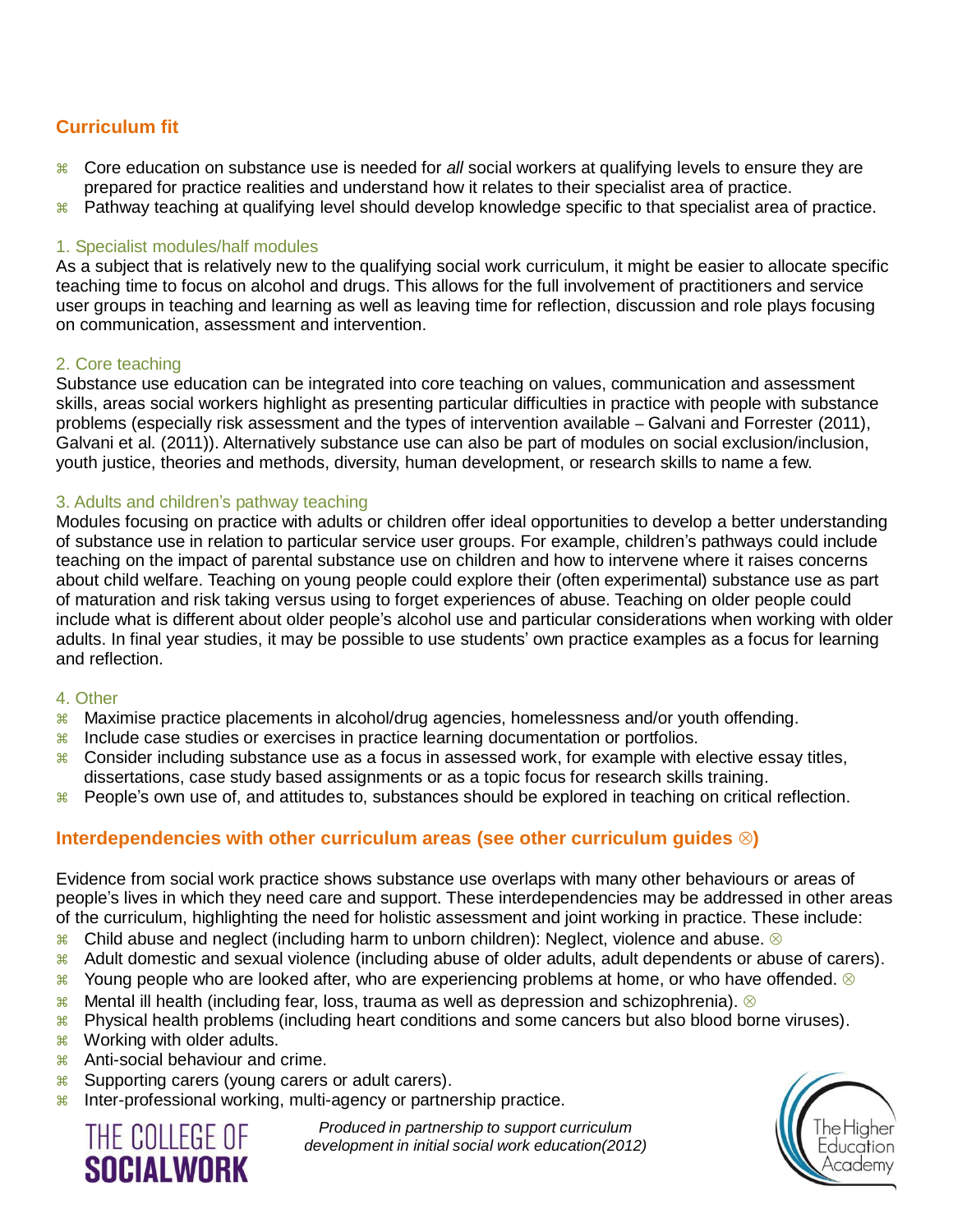## Curriculum fit

- Core education on substance use is needed for *all* social workers at qualifying levels to ensure they are prepared for practice realities and understand how it relates to their specialist area of practice.
- Pathway teaching at qualifying level should develop knowledge specific to that specialist area of practice.

### 1. Specialist modules/half modules

As a subject that is relatively new to the qualifying social work curriculum, it might be easier to allocate specific teaching time to focus on alcohol and drugs. This allows for the full involvement of practitioners and service user groups in teaching and learning as well as leaving time for reflection, discussion and role plays focusing on communication, assessment and intervention.

### 2. Core teaching

Substance use education can be integrated into core teaching on values, communication and assessment skills, areas social workers highlight as presenting particular difficulties in practice with people with substance problems (especially risk assessment and the types of intervention available – Galvani and Forrester (2011), Galvani et al. (2011)). Alternatively substance use can also be part of modules on social exclusion/inclusion, youth justice, theories and methods, diversity, human development, or research skills to name a few.

### 3. Adults and children's pathway teaching

Modules focusing on practice with adults or children offer ideal opportunities to develop a better understanding of substance use in relation to particular service user groups. For example, children's pathways could include teaching on the impact of parental substance use on children and how to intervene where it raises concerns about child welfare. Teaching on young people could explore their (often experimental) substance use as part of maturation and risk taking versus using to forget experiences of abuse. Teaching on older people could include what is different about older people's alcohol use and particular considerations when working with older adults. In final year studies, it may be possible to use students' own practice examples as a focus for learning and reflection.

### 4. Other

- Maximise practice placements in alcohol/drug agencies, homelessness and/or youth offending.
- Include case studies or exercises in practice learning documentation or portfolios.
- Consider including substance use as a focus in assessed work, for example with elective essay titles, dissertations, case study based assignments or as a topic focus for research skills training.
- People's own use of, and attitudes to, substances should be explored in teaching on critical reflection.

## Interdependencies with other curriculum areas (see other curriculum guides ⊗)

Evidence from social work practice shows substance use overlaps with many other behaviours or areas of people's lives in which they need care and support. These interdependencies may be addressed in other areas of the curriculum, highlighting the need for holistic assessment and joint working in practice. These include:

- Child abuse and neglect (including harm to unborn children): Neglect, violence and abuse. ⊗
- Adult domestic and sexual violence (including abuse of older adults, adult dependents or abuse of carers).
- Young people who are looked after, who are experiencing problems at home, or who have offended. ⊗
- Mental ill health (including fear, loss, trauma as well as depression and schizophrenia). ⊗
- Physical health problems (including heart conditions and some cancers but also blood borne viruses).
- Working with older adults.
- Anti-social behaviour and crime.
- Supporting carers (young carers or adult carers).
- Inter-professional working, multi-agency or partnership practice.

THE COLLEGE OF SOCIALWORK

*Produced in partnership to support curriculum development in initial social work education(2012)*

The Higher Education Academy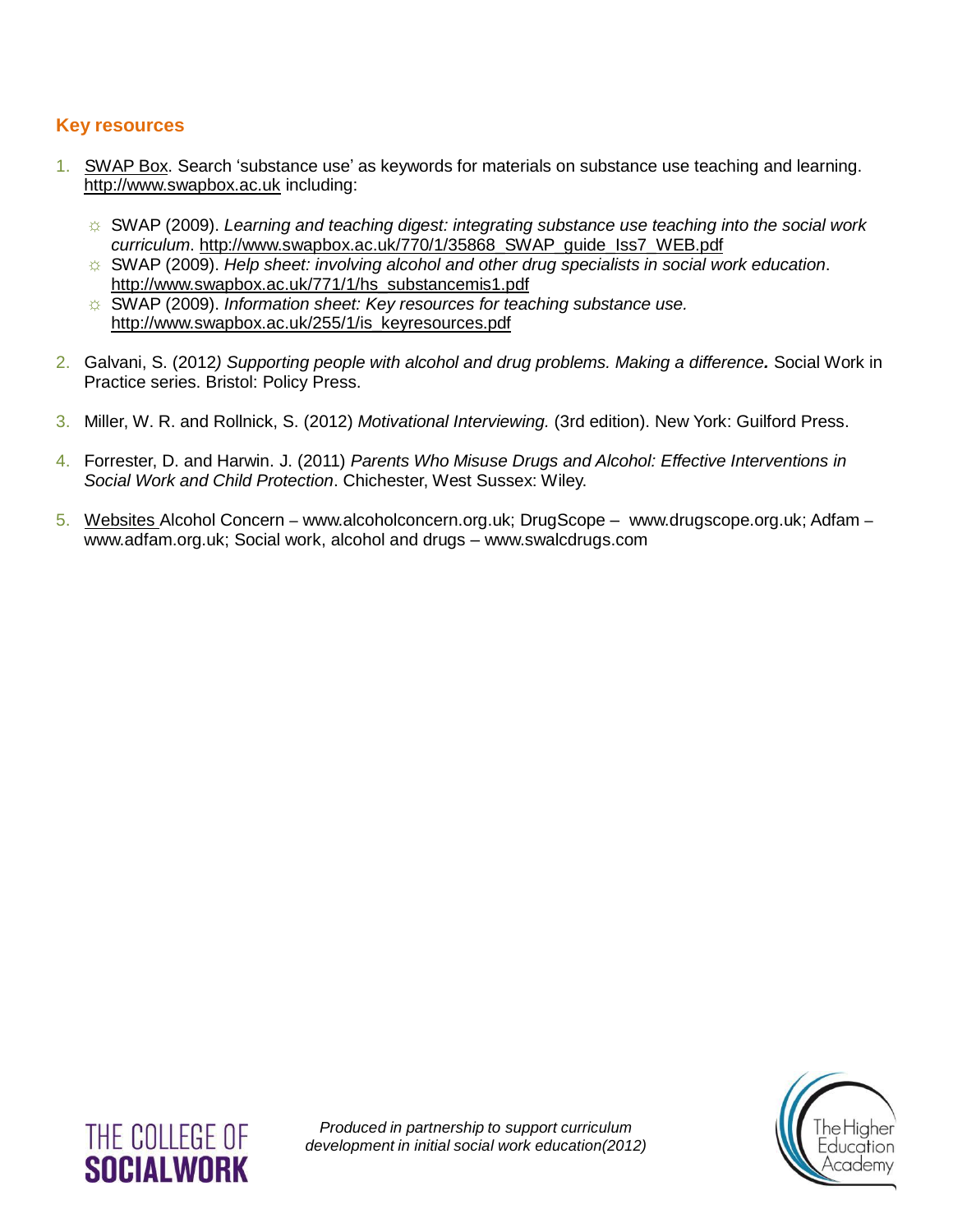## Key resources

1. SWAP Box. Search 'substance use' as keywords for materials on substance use teaching and learning. http://www.swapbox.ac.uk including:

   - SWAP (2009). *Learning and teaching digest: integrating substance use teaching into the social work curriculum*. http://www.swapbox.ac.uk/770/1/35868_SWAP_guide_Iss7_WEB.pdf
   - SWAP (2009). *Help sheet: involving alcohol and other drug specialists in social work education*. http://www.swapbox.ac.uk/771/1/hs_substancemis1.pdf
   - SWAP (2009). *Information sheet: Key resources for teaching substance use.* http://www.swapbox.ac.uk/255/1/is_keyresources.pdf

2. Galvani, S. (2012*) Supporting people with alcohol and drug problems. Making a difference.* Social Work in Practice series. Bristol: Policy Press.

3. Miller, W. R. and Rollnick, S. (2012) *Motivational Interviewing.* (3rd edition). New York: Guilford Press.

4. Forrester, D. and Harwin. J. (2011) *Parents Who Misuse Drugs and Alcohol: Effective Interventions in Social Work and Child Protection*. Chichester, West Sussex: Wiley.

5. Websites Alcohol Concern – www.alcoholconcern.org.uk; DrugScope – www.drugscope.org.uk; Adfam – www.adfam.org.uk; Social work, alcohol and drugs – www.swalcdrugs.com

THE COLLEGE OF SOCIALWORK

*Produced in partnership to support curriculum development in initial social work education(2012)*

The Higher Education Academy